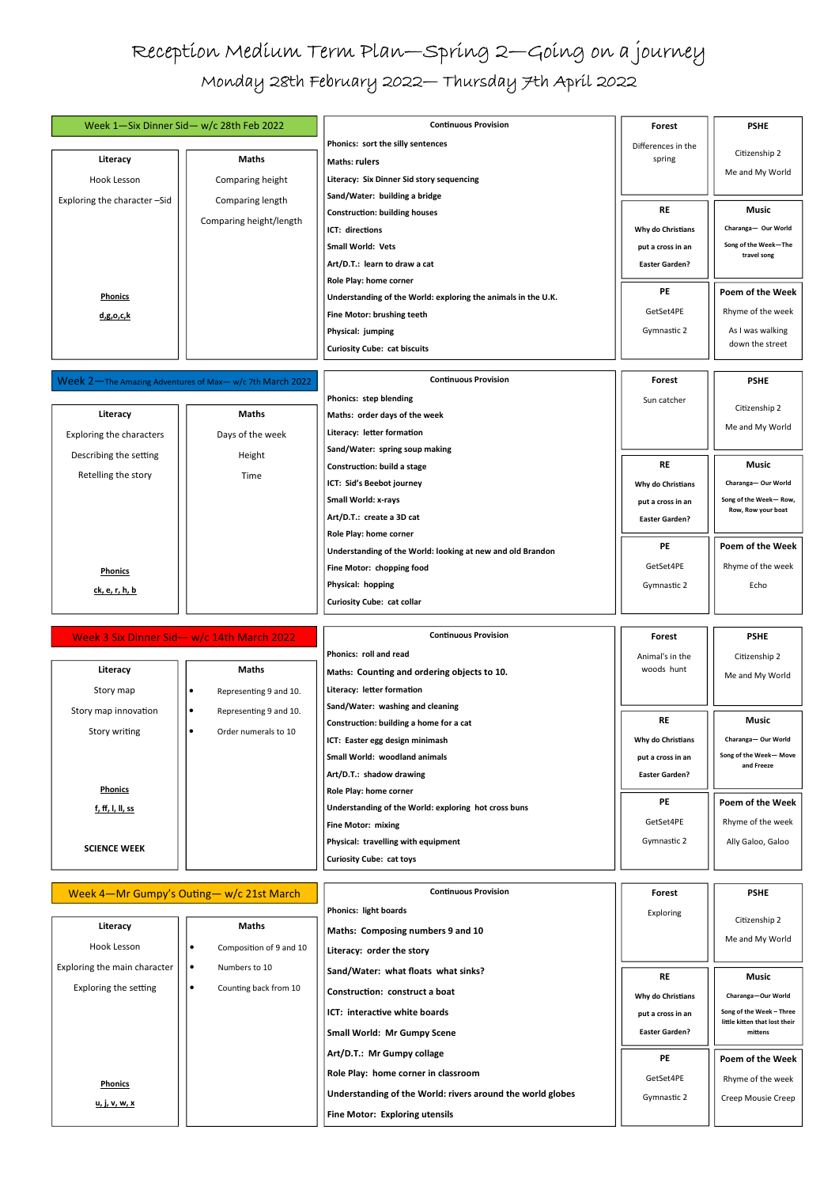# Reception Medium Term Plan—Spring 2—Going on a journey

## Monday 28th February 2022— Thursday 7th April 2022

### Week 1—Six Dinner Sid— w/c 28th Feb 2022

| Literacy | Maths |
|---|---|
| Hook Lesson | Comparing height |
| Exploring the character –Sid | Comparing length |
| | Comparing height/length |

**Phonics**

d,g,o,c,k

**Continuous Provision**

- Phonics: sort the silly sentences
- Maths: rulers
- Literacy: Six Dinner Sid story sequencing
- Sand/Water: building a bridge
- Construction: building houses
- ICT: directions
- Small World: Vets
- Art/D.T.: learn to draw a cat
- Role Play: home corner
- Understanding of the World: exploring the animals in the U.K.
- Fine Motor: brushing teeth
- Physical: jumping
- Curiosity Cube: cat biscuits

**Forest**

Differences in the spring

**PSHE**

Citizenship 2

Me and My World

**RE**

Why do Christians put a cross in an Easter Garden?

**Music**

Charanga— Our World

Song of the Week—The travel song

**PE**

GetSet4PE

Gymnastic 2

**Poem of the Week**

Rhyme of the week

As I was walking down the street

### Week 2—The Amazing Adventures of Max— w/c 7th March 2022

| Literacy | Maths |
|---|---|
| Exploring the characters | Days of the week |
| Describing the setting | Height |
| Retelling the story | Time |

**Phonics**

ck, e, r, h, b

**Continuous Provision**

- Phonics: step blending
- Maths: order days of the week
- Literacy: letter formation
- Sand/Water: spring soup making
- Construction: build a stage
- ICT: Sid's Beebot journey
- Small World: x-rays
- Art/D.T.: create a 3D cat
- Role Play: home corner
- Understanding of the World: looking at new and old Brandon
- Fine Motor: chopping food
- Physical: hopping
- Curiosity Cube: cat collar

**Forest**

Sun catcher

**PSHE**

Citizenship 2

Me and My World

**RE**

Why do Christians put a cross in an Easter Garden?

**Music**

Charanga— Our World

Song of the Week— Row, Row, Row your boat

**PE**

GetSet4PE

Gymnastic 2

**Poem of the Week**

Rhyme of the week

Echo

### Week 3 Six Dinner Sid— w/c 14th March 2022

| Literacy | Maths |
|---|---|
| Story map | • Representing 9 and 10. |
| Story map innovation | • Representing 9 and 10. |
| Story writing | • Order numerals to 10 |

**Phonics**

f, ff, l, ll, ss

**SCIENCE WEEK**

**Continuous Provision**

- Phonics: roll and read
- Maths: Counting and ordering objects to 10.
- Literacy: letter formation
- Sand/Water: washing and cleaning
- Construction: building a home for a cat
- ICT: Easter egg design minimash
- Small World: woodland animals
- Art/D.T.: shadow drawing
- Role Play: home corner
- Understanding of the World: exploring hot cross buns
- Fine Motor: mixing
- Physical: travelling with equipment
- Curiosity Cube: cat toys

**Forest**

Animal's in the woods hunt

**PSHE**

Citizenship 2

Me and My World

**RE**

Why do Christians put a cross in an Easter Garden?

**Music**

Charanga— Our World

Song of the Week— Move and Freeze

**PE**

GetSet4PE

Gymnastic 2

**Poem of the Week**

Rhyme of the week

Ally Galoo, Galoo

### Week 4—Mr Gumpy's Outing— w/c 21st March

| Literacy | Maths |
|---|---|
| Hook Lesson | • Composition of 9 and 10 |
| Exploring the main character | • Numbers to 10 |
| Exploring the setting | • Counting back from 10 |

**Phonics**

u, j, v, w, x

**Continuous Provision**

- Phonics: light boards
- Maths: Composing numbers 9 and 10
- Literacy: order the story
- Sand/Water: what floats what sinks?
- Construction: construct a boat
- ICT: interactive white boards
- Small World: Mr Gumpy Scene
- Art/D.T.: Mr Gumpy collage
- Role Play: home corner in classroom
- Understanding of the World: rivers around the world globes
- Fine Motor: Exploring utensils

**Forest**

Exploring

**PSHE**

Citizenship 2

Me and My World

**RE**

Why do Christians put a cross in an Easter Garden?

**Music**

Charanga—Our World

Song of the Week – Three little kitten that lost their mittens

**PE**

GetSet4PE

Gymnastic 2

**Poem of the Week**

Rhyme of the week

Creep Mousie Creep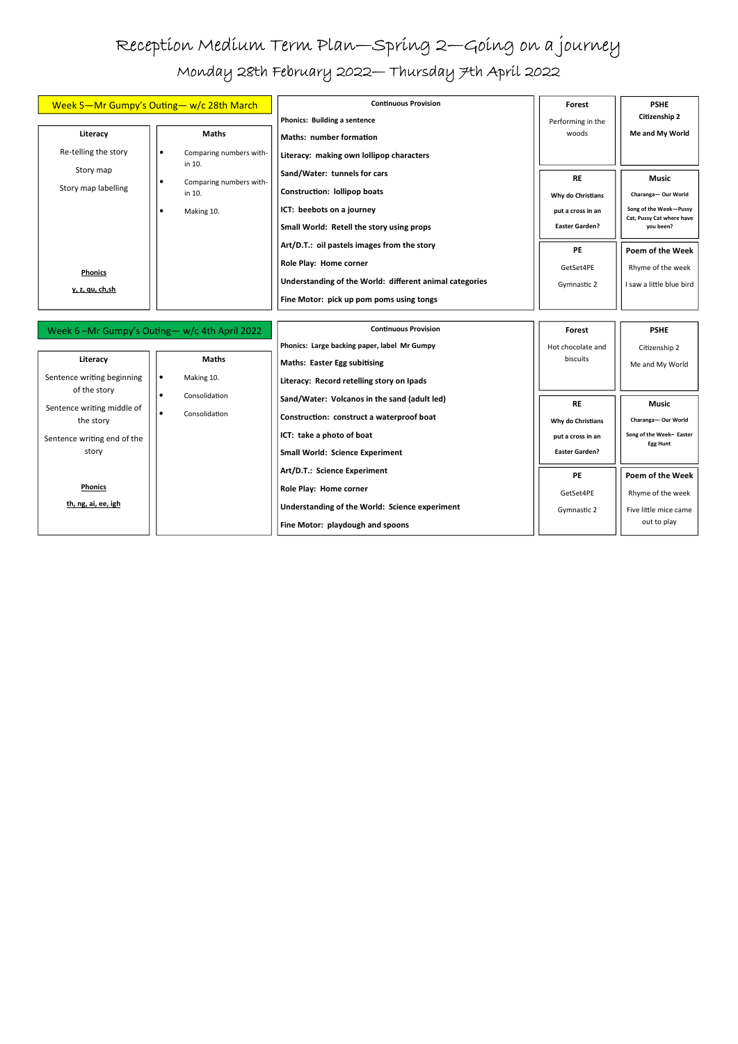# Reception Medium Term Plan—Spring 2—Going on a journey

## Monday 28th February 2022— Thursday 7th April 2022

### Week 5—Mr Gumpy's Outing— w/c 28th March

**Literacy**

Re-telling the story

Story map

Story map labelling

**Phonics**

y, z, qu, ch,sh

**Maths**

- Comparing numbers with-in 10.
- Comparing numbers with-in 10.
- Making 10.

**Continuous Provision**

**Phonics: Building a sentence**

**Maths: number formation**

**Literacy: making own lollipop characters**

**Sand/Water: tunnels for cars**

**Construction: lollipop boats**

**ICT: beebots on a journey**

**Small World: Retell the story using props**

**Art/D.T.: oil pastels images from the story**

**Role Play: Home corner**

**Understanding of the World: different animal categories**

**Fine Motor: pick up pom poms using tongs**

**Forest**

Performing in the woods

**PSHE**

**Citizenship 2**

**Me and My World**

**RE**

**Why do Christians put a cross in an Easter Garden?**

**Music**

**Charanga— Our World**

**Song of the Week—Pussy Cat, Pussy Cat where have you been?**

**PE**

GetSet4PE

Gymnastic 2

**Poem of the Week**

Rhyme of the week

I saw a little blue bird

### Week 6 –Mr Gumpy's Outing— w/c 4th April 2022

**Literacy**

Sentence writing beginning of the story

Sentence writing middle of the story

Sentence writing end of the story

**Phonics**

th, ng, ai, ee, igh

**Maths**

- Making 10.
- Consolidation
- Consolidation

**Continuous Provision**

**Phonics: Large backing paper, label Mr Gumpy**

**Maths: Easter Egg subitising**

**Literacy: Record retelling story on Ipads**

**Sand/Water: Volcanos in the sand (adult led)**

**Construction: construct a waterproof boat**

**ICT: take a photo of boat**

**Small World: Science Experiment**

**Art/D.T.: Science Experiment**

**Role Play: Home corner**

**Understanding of the World: Science experiment**

**Fine Motor: playdough and spoons**

**Forest**

Hot chocolate and biscuits

**PSHE**

Citizenship 2

Me and My World

**RE**

**Why do Christians put a cross in an Easter Garden?**

**Music**

**Charanga— Our World**

**Song of the Week– Easter Egg Hunt**

**PE**

GetSet4PE

Gymnastic 2

**Poem of the Week**

Rhyme of the week

Five little mice came out to play